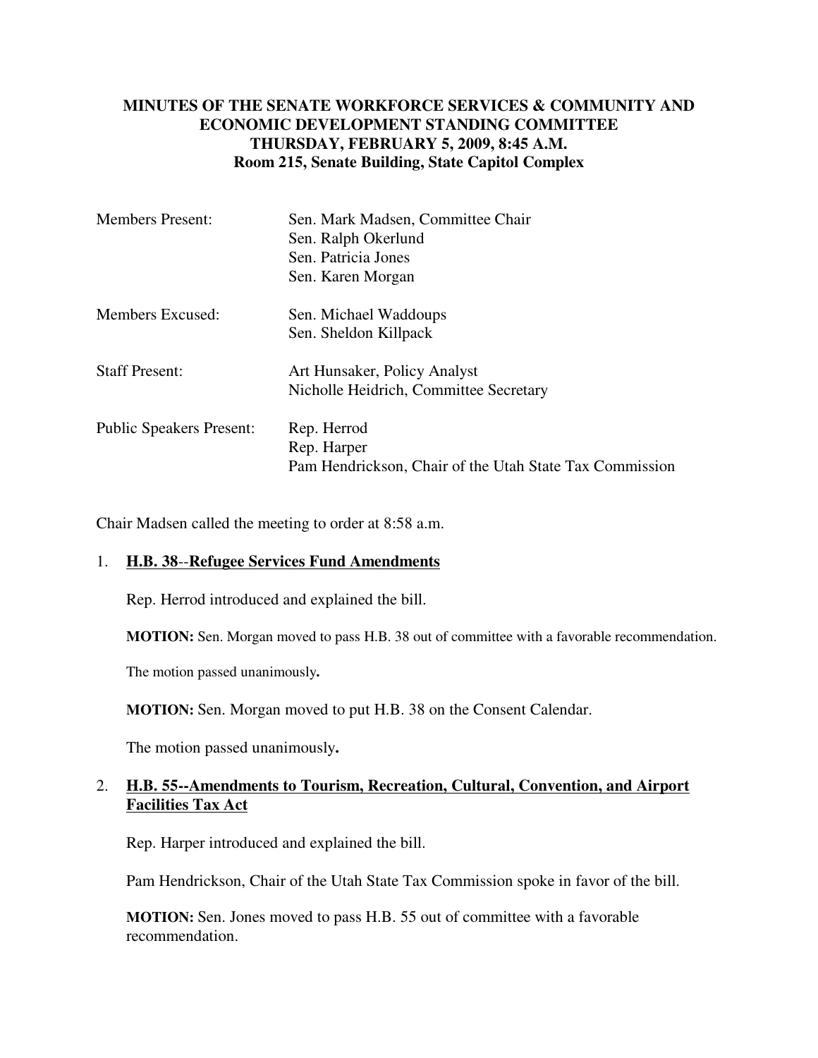# MINUTES OF THE SENATE WORKFORCE SERVICES & COMMUNITY AND ECONOMIC DEVELOPMENT STANDING COMMITTEE
## THURSDAY, FEBRUARY 5, 2009, 8:45 A.M.
## Room 215, Senate Building, State Capitol Complex

| | |
|---|---|
| Members Present: | Sen. Mark Madsen, Committee Chair<br>Sen. Ralph Okerlund<br>Sen. Patricia Jones<br>Sen. Karen Morgan |
| Members Excused: | Sen. Michael Waddoups<br>Sen. Sheldon Killpack |
| Staff Present: | Art Hunsaker, Policy Analyst<br>Nicholle Heidrich, Committee Secretary |
| Public Speakers Present: | Rep. Herrod<br>Rep. Harper<br>Pam Hendrickson, Chair of the Utah State Tax Commission |

Chair Madsen called the meeting to order at 8:58 a.m.

1. **H.B. 38--Refugee Services Fund Amendments**

   Rep. Herrod introduced and explained the bill.

   **MOTION:** Sen. Morgan moved to pass H.B. 38 out of committee with a favorable recommendation.

   The motion passed unanimously**.**

   **MOTION:** Sen. Morgan moved to put H.B. 38 on the Consent Calendar.

   The motion passed unanimously**.**

2. **H.B. 55--Amendments to Tourism, Recreation, Cultural, Convention, and Airport Facilities Tax Act**

   Rep. Harper introduced and explained the bill.

   Pam Hendrickson, Chair of the Utah State Tax Commission spoke in favor of the bill.

   **MOTION:** Sen. Jones moved to pass H.B. 55 out of committee with a favorable recommendation.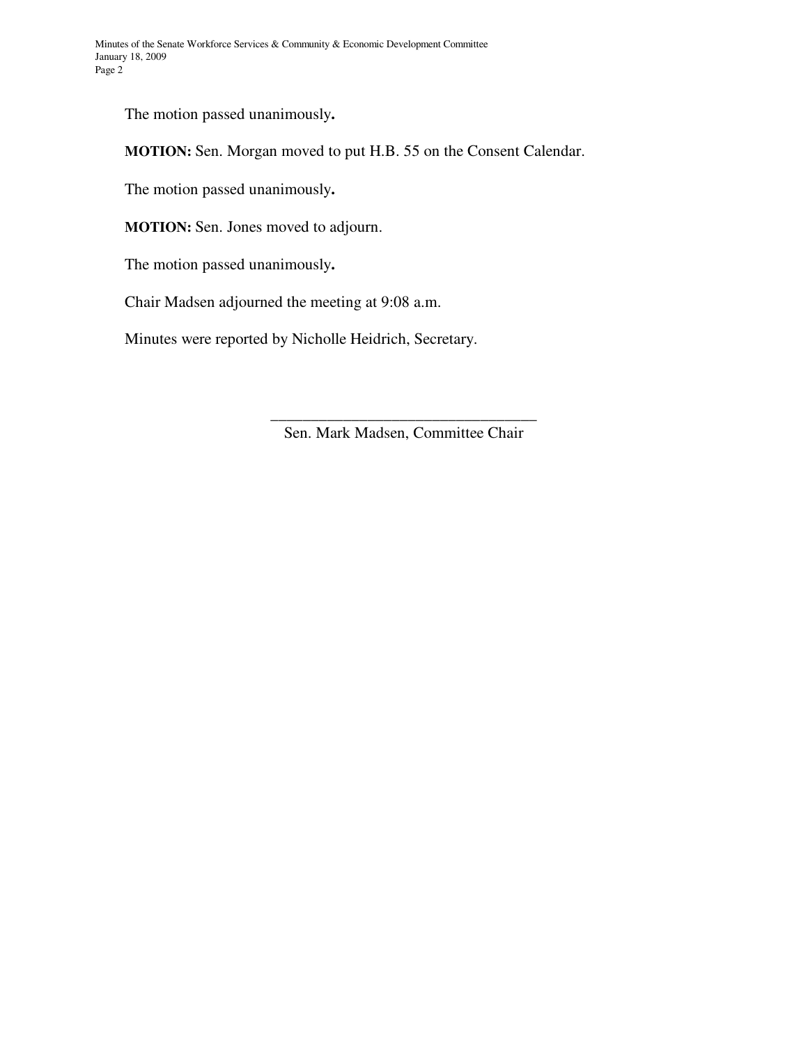The motion passed unanimously**.**

**MOTION:** Sen. Morgan moved to put H.B. 55 on the Consent Calendar.

The motion passed unanimously**.**

**MOTION:** Sen. Jones moved to adjourn.

The motion passed unanimously**.**

Chair Madsen adjourned the meeting at 9:08 a.m.

Minutes were reported by Nicholle Heidrich, Secretary.

\_\_\_\_\_\_\_\_\_\_\_\_\_\_\_\_\_\_\_\_\_\_\_\_\_\_\_\_\_\_\_\_\_\_

Sen. Mark Madsen, Committee Chair